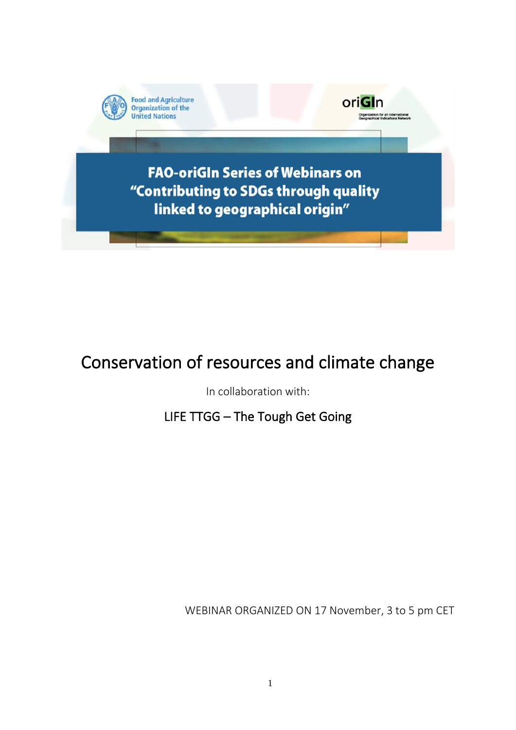Food and Agriculture Organization of the United Nations

oriGIn

Organization for an International Geographical Indications Network

**FAO-oriGIn Series of Webinars on "Contributing to SDGs through quality linked to geographical origin"**

# Conservation of resources and climate change

In collaboration with:

LIFE TTGG – The Tough Get Going

WEBINAR ORGANIZED ON 17 November, 3 to 5 pm CET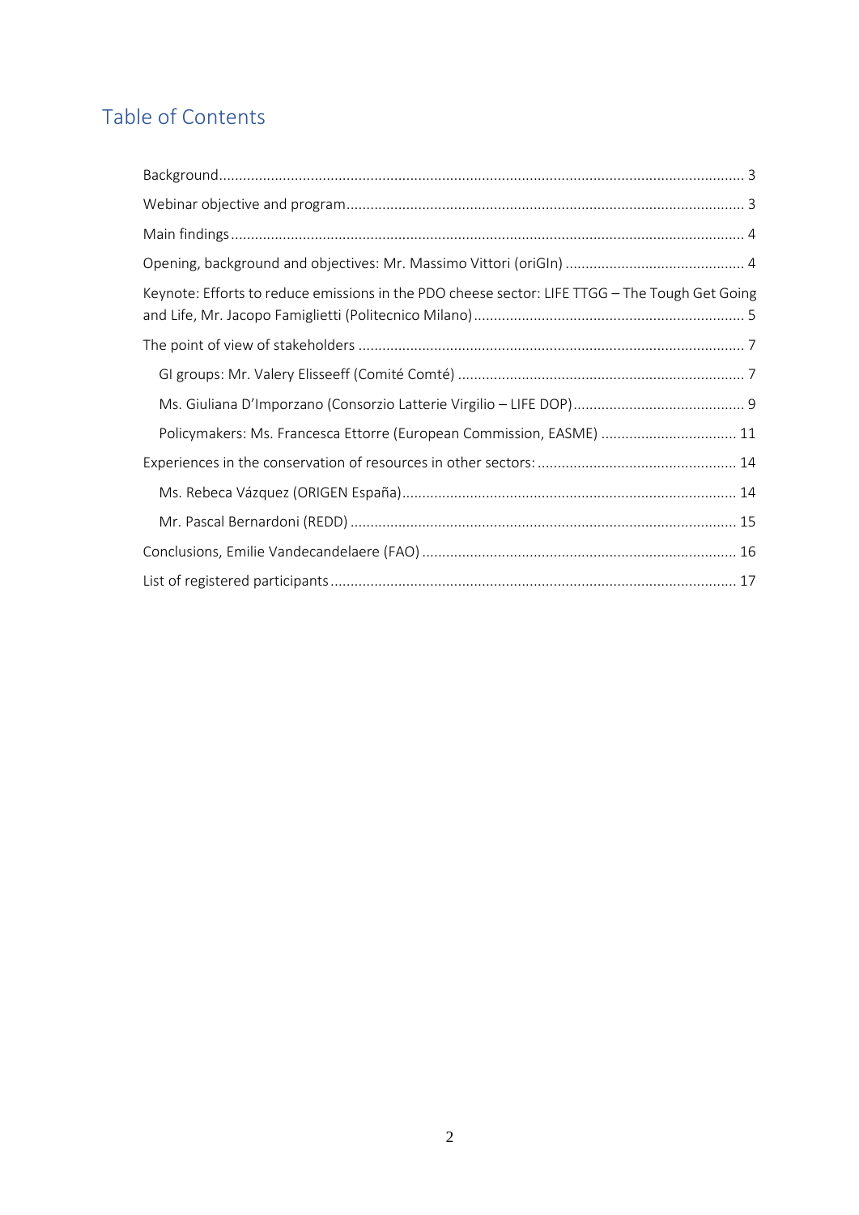# Table of Contents

- Background .................................................................................................................... 3
- Webinar objective and program .................................................................................... 3
- Main findings ................................................................................................................. 4
- Opening, background and objectives: Mr. Massimo Vittori (oriGIn) ............................................. 4
- Keynote: Efforts to reduce emissions in the PDO cheese sector: LIFE TTGG – The Tough Get Going and Life, Mr. Jacopo Famiglietti (Politecnico Milano) .................................................................... 5
- The point of view of stakeholders ................................................................................ 7
  - GI groups: Mr. Valery Elisseeff (Comité Comté) ........................................................ 7
  - Ms. Giuliana D'Imporzano (Consorzio Latterie Virgilio – LIFE DOP) ........................................... 9
  - Policymakers: Ms. Francesca Ettorre (European Commission, EASME) .................................. 11
- Experiences in the conservation of resources in other sectors: .................................................. 14
  - Ms. Rebeca Vázquez (ORIGEN España) .................................................................... 14
  - Mr. Pascal Bernardoni (REDD) ................................................................................. 15
- Conclusions, Emilie Vandecandelaere (FAO) ............................................................... 16
- List of registered participants ...................................................................................... 17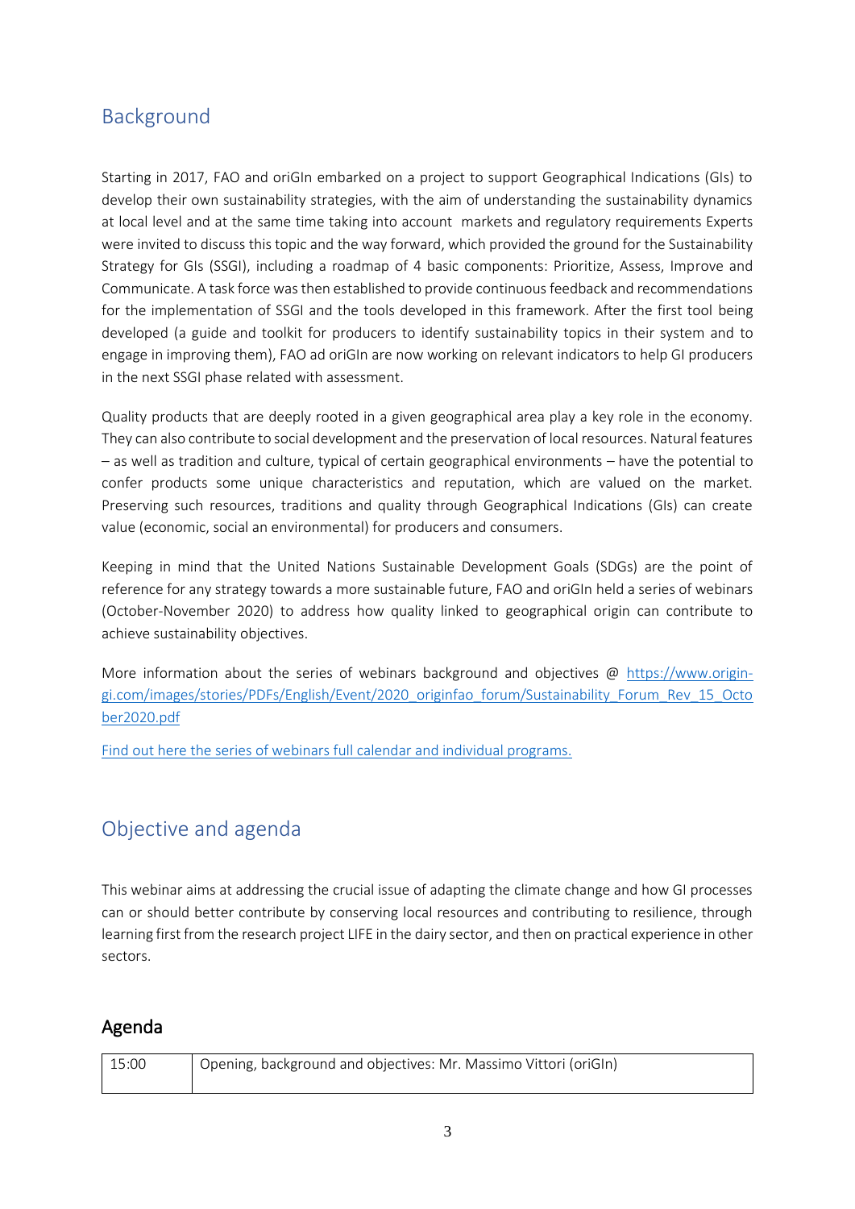## Background

Starting in 2017, FAO and oriGIn embarked on a project to support Geographical Indications (GIs) to develop their own sustainability strategies, with the aim of understanding the sustainability dynamics at local level and at the same time taking into account markets and regulatory requirements Experts were invited to discuss this topic and the way forward, which provided the ground for the Sustainability Strategy for GIs (SSGI), including a roadmap of 4 basic components: Prioritize, Assess, Improve and Communicate. A task force was then established to provide continuous feedback and recommendations for the implementation of SSGI and the tools developed in this framework. After the first tool being developed (a guide and toolkit for producers to identify sustainability topics in their system and to engage in improving them), FAO ad oriGIn are now working on relevant indicators to help GI producers in the next SSGI phase related with assessment.

Quality products that are deeply rooted in a given geographical area play a key role in the economy. They can also contribute to social development and the preservation of local resources. Natural features – as well as tradition and culture, typical of certain geographical environments – have the potential to confer products some unique characteristics and reputation, which are valued on the market. Preserving such resources, traditions and quality through Geographical Indications (GIs) can create value (economic, social an environmental) for producers and consumers.

Keeping in mind that the United Nations Sustainable Development Goals (SDGs) are the point of reference for any strategy towards a more sustainable future, FAO and oriGIn held a series of webinars (October-November 2020) to address how quality linked to geographical origin can contribute to achieve sustainability objectives.

More information about the series of webinars background and objectives @ https://www.origin-gi.com/images/stories/PDFs/English/Event/2020_originfao_forum/Sustainability_Forum_Rev_15_October2020.pdf

Find out here the series of webinars full calendar and individual programs.

## Objective and agenda

This webinar aims at addressing the crucial issue of adapting the climate change and how GI processes can or should better contribute by conserving local resources and contributing to resilience, through learning first from the research project LIFE in the dairy sector, and then on practical experience in other sectors.

### Agenda

| 15:00 | Opening, background and objectives: Mr. Massimo Vittori (oriGIn) |
|---|---|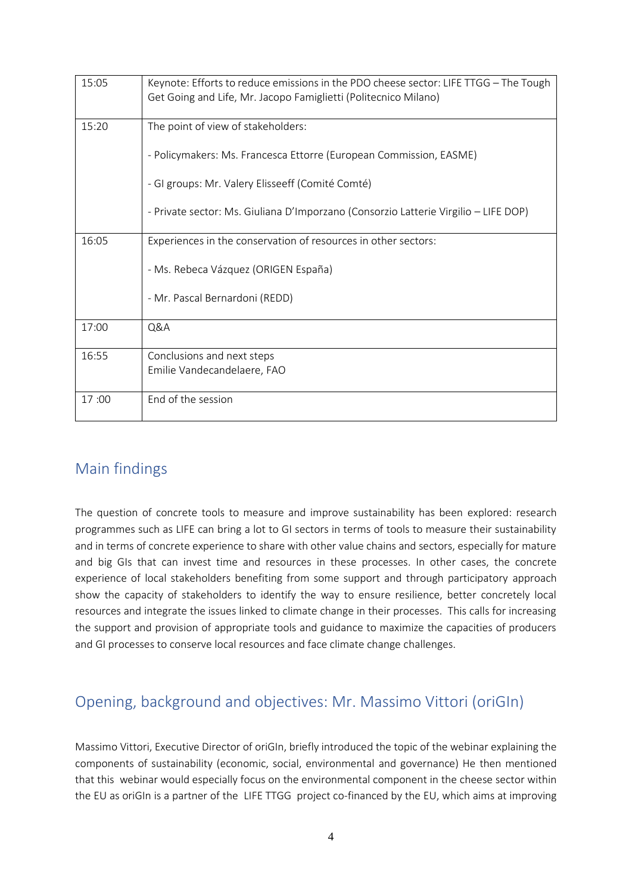| 15:05 | Keynote: Efforts to reduce emissions in the PDO cheese sector: LIFE TTGG – The Tough Get Going and Life, Mr. Jacopo Famiglietti (Politecnico Milano) |
|---|---|
| 15:20 | The point of view of stakeholders:<br><br>- Policymakers: Ms. Francesca Ettorre (European Commission, EASME)<br><br>- GI groups: Mr. Valery Elisseeff (Comité Comté)<br><br>- Private sector: Ms. Giuliana D'Imporzano (Consorzio Latterie Virgilio – LIFE DOP) |
| 16:05 | Experiences in the conservation of resources in other sectors:<br><br>- Ms. Rebeca Vázquez (ORIGEN España)<br><br>- Mr. Pascal Bernardoni (REDD) |
| 17:00 | Q&A |
| 16:55 | Conclusions and next steps<br>Emilie Vandecandelaere, FAO |
| 17 :00 | End of the session |

## Main findings

The question of concrete tools to measure and improve sustainability has been explored: research programmes such as LIFE can bring a lot to GI sectors in terms of tools to measure their sustainability and in terms of concrete experience to share with other value chains and sectors, especially for mature and big GIs that can invest time and resources in these processes. In other cases, the concrete experience of local stakeholders benefiting from some support and through participatory approach show the capacity of stakeholders to identify the way to ensure resilience, better concretely local resources and integrate the issues linked to climate change in their processes. This calls for increasing the support and provision of appropriate tools and guidance to maximize the capacities of producers and GI processes to conserve local resources and face climate change challenges.

## Opening, background and objectives: Mr. Massimo Vittori (oriGIn)

Massimo Vittori, Executive Director of oriGIn, briefly introduced the topic of the webinar explaining the components of sustainability (economic, social, environmental and governance) He then mentioned that this webinar would especially focus on the environmental component in the cheese sector within the EU as oriGIn is a partner of the LIFE TTGG project co-financed by the EU, which aims at improving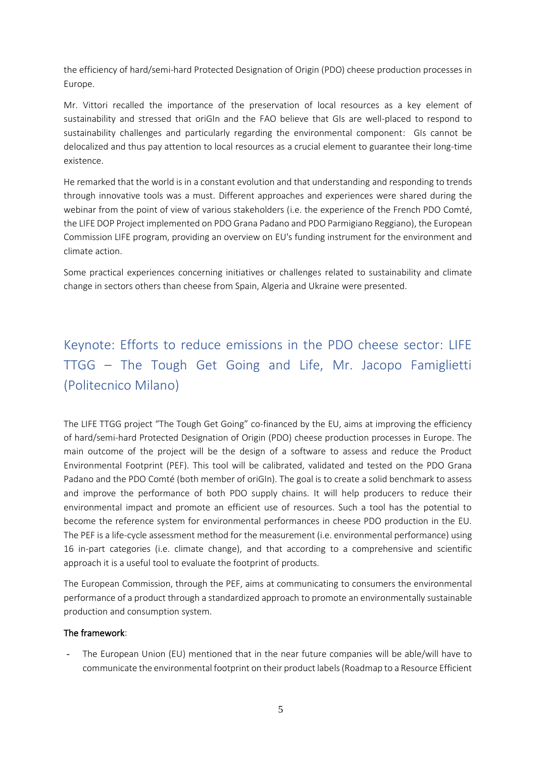the efficiency of hard/semi-hard Protected Designation of Origin (PDO) cheese production processes in Europe.

Mr. Vittori recalled the importance of the preservation of local resources as a key element of sustainability and stressed that oriGIn and the FAO believe that GIs are well-placed to respond to sustainability challenges and particularly regarding the environmental component: GIs cannot be delocalized and thus pay attention to local resources as a crucial element to guarantee their long-time existence.

He remarked that the world is in a constant evolution and that understanding and responding to trends through innovative tools was a must. Different approaches and experiences were shared during the webinar from the point of view of various stakeholders (i.e. the experience of the French PDO Comté, the LIFE DOP Project implemented on PDO Grana Padano and PDO Parmigiano Reggiano), the European Commission LIFE program, providing an overview on EU's funding instrument for the environment and climate action.

Some practical experiences concerning initiatives or challenges related to sustainability and climate change in sectors others than cheese from Spain, Algeria and Ukraine were presented.

## Keynote: Efforts to reduce emissions in the PDO cheese sector: LIFE TTGG – The Tough Get Going and Life, Mr. Jacopo Famiglietti (Politecnico Milano)

The LIFE TTGG project "The Tough Get Going" co-financed by the EU, aims at improving the efficiency of hard/semi-hard Protected Designation of Origin (PDO) cheese production processes in Europe. The main outcome of the project will be the design of a software to assess and reduce the Product Environmental Footprint (PEF). This tool will be calibrated, validated and tested on the PDO Grana Padano and the PDO Comté (both member of oriGIn). The goal is to create a solid benchmark to assess and improve the performance of both PDO supply chains. It will help producers to reduce their environmental impact and promote an efficient use of resources. Such a tool has the potential to become the reference system for environmental performances in cheese PDO production in the EU. The PEF is a life-cycle assessment method for the measurement (i.e. environmental performance) using 16 in-part categories (i.e. climate change), and that according to a comprehensive and scientific approach it is a useful tool to evaluate the footprint of products.

The European Commission, through the PEF, aims at communicating to consumers the environmental performance of a product through a standardized approach to promote an environmentally sustainable production and consumption system.

**The framework**:

- The European Union (EU) mentioned that in the near future companies will be able/will have to communicate the environmental footprint on their product labels (Roadmap to a Resource Efficient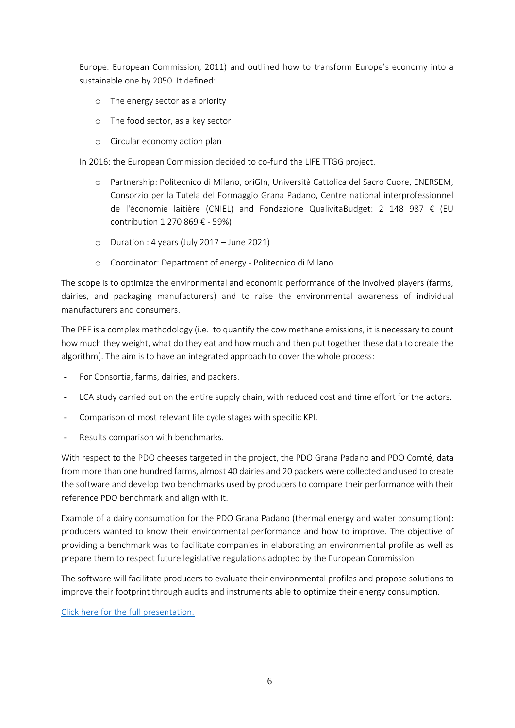Europe. European Commission, 2011) and outlined how to transform Europe's economy into a sustainable one by 2050. It defined:

- The energy sector as a priority
- The food sector, as a key sector
- Circular economy action plan

In 2016: the European Commission decided to co-fund the LIFE TTGG project.

- Partnership: Politecnico di Milano, oriGIn, Università Cattolica del Sacro Cuore, ENERSEM, Consorzio per la Tutela del Formaggio Grana Padano, Centre national interprofessionnel de l'économie laitière (CNIEL) and Fondazione QualivitaBudget: 2 148 987 € (EU contribution 1 270 869 € - 59%)
- Duration : 4 years (July 2017 – June 2021)
- Coordinator: Department of energy - Politecnico di Milano

The scope is to optimize the environmental and economic performance of the involved players (farms, dairies, and packaging manufacturers) and to raise the environmental awareness of individual manufacturers and consumers.

The PEF is a complex methodology (i.e. to quantify the cow methane emissions, it is necessary to count how much they weight, what do they eat and how much and then put together these data to create the algorithm). The aim is to have an integrated approach to cover the whole process:

- For Consortia, farms, dairies, and packers.
- LCA study carried out on the entire supply chain, with reduced cost and time effort for the actors.
- Comparison of most relevant life cycle stages with specific KPI.
- Results comparison with benchmarks.

With respect to the PDO cheeses targeted in the project, the PDO Grana Padano and PDO Comté, data from more than one hundred farms, almost 40 dairies and 20 packers were collected and used to create the software and develop two benchmarks used by producers to compare their performance with their reference PDO benchmark and align with it.

Example of a dairy consumption for the PDO Grana Padano (thermal energy and water consumption): producers wanted to know their environmental performance and how to improve. The objective of providing a benchmark was to facilitate companies in elaborating an environmental profile as well as prepare them to respect future legislative regulations adopted by the European Commission.

The software will facilitate producers to evaluate their environmental profiles and propose solutions to improve their footprint through audits and instruments able to optimize their energy consumption.

Click here for the full presentation.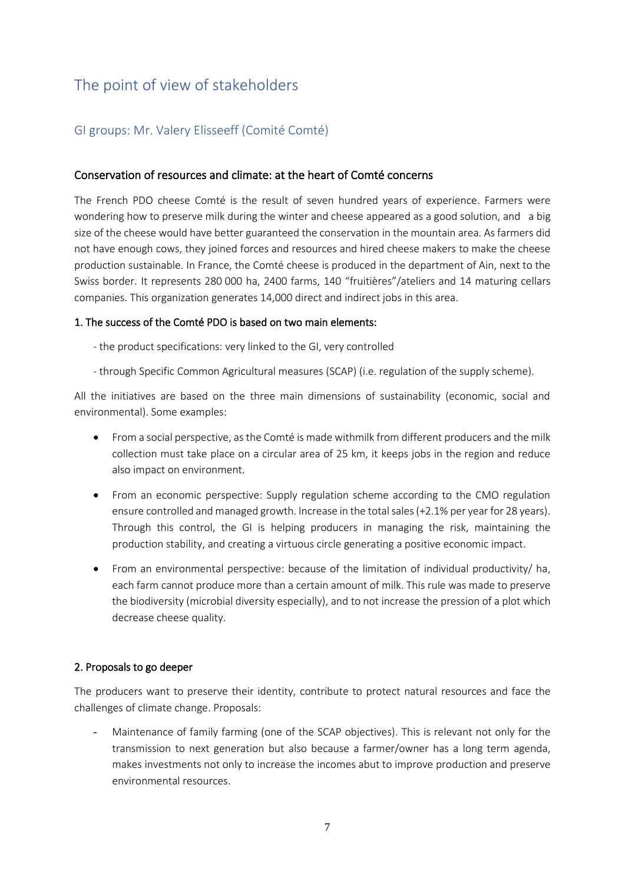# The point of view of stakeholders

## GI groups: Mr. Valery Elisseeff (Comité Comté)

### Conservation of resources and climate: at the heart of Comté concerns

The French PDO cheese Comté is the result of seven hundred years of experience. Farmers were wondering how to preserve milk during the winter and cheese appeared as a good solution, and a big size of the cheese would have better guaranteed the conservation in the mountain area. As farmers did not have enough cows, they joined forces and resources and hired cheese makers to make the cheese production sustainable. In France, the Comté cheese is produced in the department of Ain, next to the Swiss border. It represents 280 000 ha, 2400 farms, 140 "fruitières"/ateliers and 14 maturing cellars companies. This organization generates 14,000 direct and indirect jobs in this area.

#### 1. The success of the Comté PDO is based on two main elements:

- the product specifications: very linked to the GI, very controlled
- through Specific Common Agricultural measures (SCAP) (i.e. regulation of the supply scheme).

All the initiatives are based on the three main dimensions of sustainability (economic, social and environmental). Some examples:

- From a social perspective, as the Comté is made withmilk from different producers and the milk collection must take place on a circular area of 25 km, it keeps jobs in the region and reduce also impact on environment.
- From an economic perspective: Supply regulation scheme according to the CMO regulation ensure controlled and managed growth. Increase in the total sales (+2.1% per year for 28 years). Through this control, the GI is helping producers in managing the risk, maintaining the production stability, and creating a virtuous circle generating a positive economic impact.
- From an environmental perspective: because of the limitation of individual productivity/ ha, each farm cannot produce more than a certain amount of milk. This rule was made to preserve the biodiversity (microbial diversity especially), and to not increase the pression of a plot which decrease cheese quality.

#### 2. Proposals to go deeper

The producers want to preserve their identity, contribute to protect natural resources and face the challenges of climate change. Proposals:

- Maintenance of family farming (one of the SCAP objectives). This is relevant not only for the transmission to next generation but also because a farmer/owner has a long term agenda, makes investments not only to increase the incomes abut to improve production and preserve environmental resources.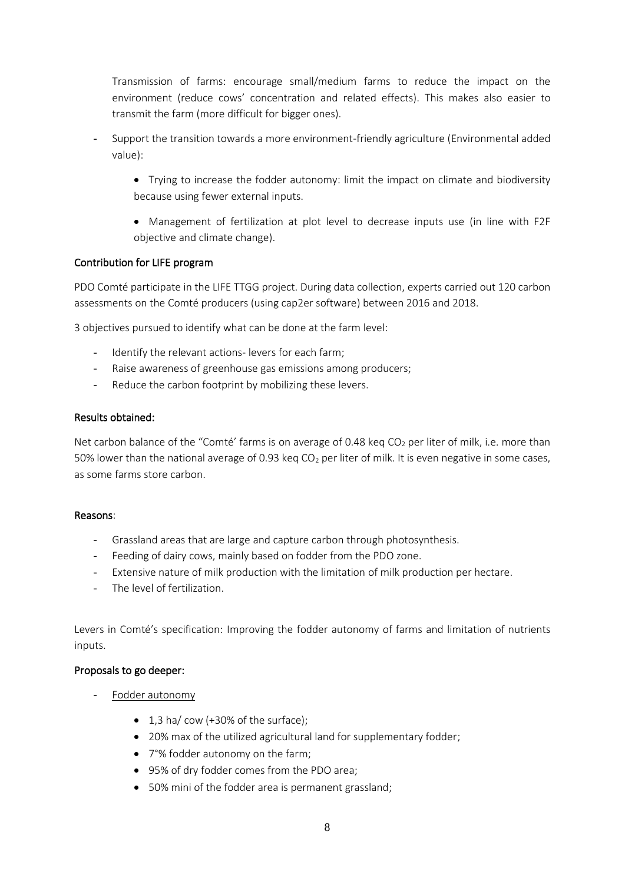Transmission of farms: encourage small/medium farms to reduce the impact on the environment (reduce cows' concentration and related effects). This makes also easier to transmit the farm (more difficult for bigger ones).

- Support the transition towards a more environment-friendly agriculture (Environmental added value):
    - Trying to increase the fodder autonomy: limit the impact on climate and biodiversity because using fewer external inputs.
    - Management of fertilization at plot level to decrease inputs use (in line with F2F objective and climate change).

### Contribution for LIFE program

PDO Comté participate in the LIFE TTGG project. During data collection, experts carried out 120 carbon assessments on the Comté producers (using cap2er software) between 2016 and 2018.

3 objectives pursued to identify what can be done at the farm level:

- Identify the relevant actions- levers for each farm;
- Raise awareness of greenhouse gas emissions among producers;
- Reduce the carbon footprint by mobilizing these levers.

### Results obtained:

Net carbon balance of the "Comté' farms is on average of 0.48 keq $CO_2$ per liter of milk, i.e. more than 50% lower than the national average of 0.93 keq $CO_2$ per liter of milk. It is even negative in some cases, as some farms store carbon.

### Reasons:

- Grassland areas that are large and capture carbon through photosynthesis.
- Feeding of dairy cows, mainly based on fodder from the PDO zone.
- Extensive nature of milk production with the limitation of milk production per hectare.
- The level of fertilization.

Levers in Comté's specification: Improving the fodder autonomy of farms and limitation of nutrients inputs.

### Proposals to go deeper:

- Fodder autonomy
    - 1,3 ha/ cow (+30% of the surface);
    - 20% max of the utilized agricultural land for supplementary fodder;
    - 7°% fodder autonomy on the farm;
    - 95% of dry fodder comes from the PDO area;
    - 50% mini of the fodder area is permanent grassland;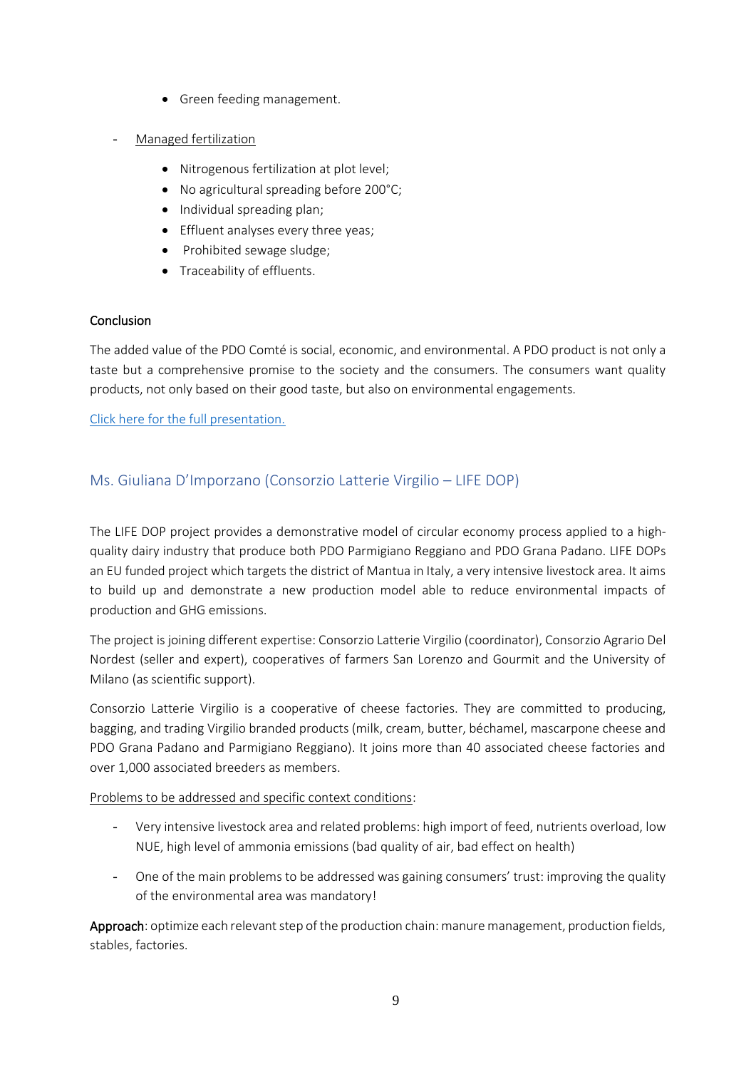- Green feeding management.

- Managed fertilization
  - Nitrogenous fertilization at plot level;
  - No agricultural spreading before 200°C;
  - Individual spreading plan;
  - Effluent analyses every three yeas;
  - Prohibited sewage sludge;
  - Traceability of effluents.

**Conclusion**

The added value of the PDO Comté is social, economic, and environmental. A PDO product is not only a taste but a comprehensive promise to the society and the consumers. The consumers want quality products, not only based on their good taste, but also on environmental engagements.

Click here for the full presentation.

## Ms. Giuliana D'Imporzano (Consorzio Latterie Virgilio – LIFE DOP)

The LIFE DOP project provides a demonstrative model of circular economy process applied to a high-quality dairy industry that produce both PDO Parmigiano Reggiano and PDO Grana Padano. LIFE DOPs an EU funded project which targets the district of Mantua in Italy, a very intensive livestock area. It aims to build up and demonstrate a new production model able to reduce environmental impacts of production and GHG emissions.

The project is joining different expertise: Consorzio Latterie Virgilio (coordinator), Consorzio Agrario Del Nordest (seller and expert), cooperatives of farmers San Lorenzo and Gourmit and the University of Milano (as scientific support).

Consorzio Latterie Virgilio is a cooperative of cheese factories. They are committed to producing, bagging, and trading Virgilio branded products (milk, cream, butter, béchamel, mascarpone cheese and PDO Grana Padano and Parmigiano Reggiano). It joins more than 40 associated cheese factories and over 1,000 associated breeders as members.

Problems to be addressed and specific context conditions:

- Very intensive livestock area and related problems: high import of feed, nutrients overload, low NUE, high level of ammonia emissions (bad quality of air, bad effect on health)
- One of the main problems to be addressed was gaining consumers' trust: improving the quality of the environmental area was mandatory!

**Approach**: optimize each relevant step of the production chain: manure management, production fields, stables, factories.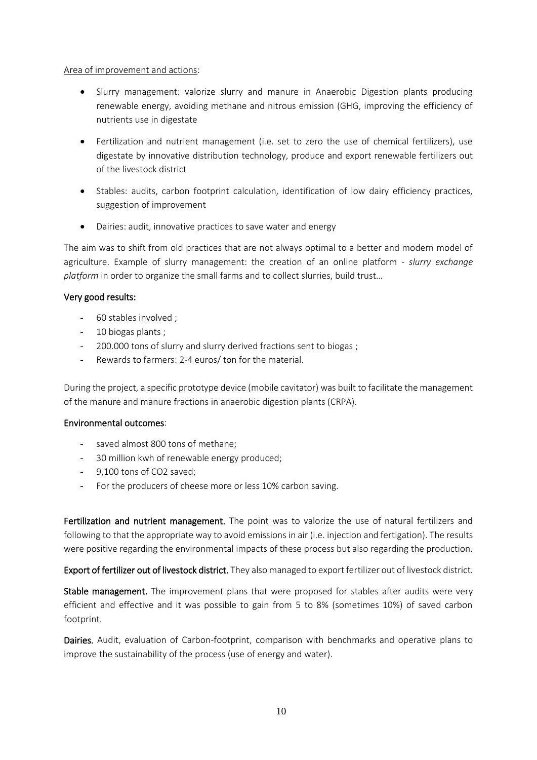Area of improvement and actions:

- Slurry management: valorize slurry and manure in Anaerobic Digestion plants producing renewable energy, avoiding methane and nitrous emission (GHG, improving the efficiency of nutrients use in digestate
- Fertilization and nutrient management (i.e. set to zero the use of chemical fertilizers), use digestate by innovative distribution technology, produce and export renewable fertilizers out of the livestock district
- Stables: audits, carbon footprint calculation, identification of low dairy efficiency practices, suggestion of improvement
- Dairies: audit, innovative practices to save water and energy

The aim was to shift from old practices that are not always optimal to a better and modern model of agriculture. Example of slurry management: the creation of an online platform - *slurry exchange platform* in order to organize the small farms and to collect slurries, build trust…

**Very good results:**

- 60 stables involved ;
- 10 biogas plants ;
- 200.000 tons of slurry and slurry derived fractions sent to biogas ;
- Rewards to farmers: 2-4 euros/ ton for the material.

During the project, a specific prototype device (mobile cavitator) was built to facilitate the management of the manure and manure fractions in anaerobic digestion plants (CRPA).

**Environmental outcomes**:

- saved almost 800 tons of methane;
- 30 million kwh of renewable energy produced;
- 9,100 tons of $CO_2$ saved;
- For the producers of cheese more or less 10% carbon saving.

**Fertilization and nutrient management.** The point was to valorize the use of natural fertilizers and following to that the appropriate way to avoid emissions in air (i.e. injection and fertigation). The results were positive regarding the environmental impacts of these process but also regarding the production.

**Export of fertilizer out of livestock district.** They also managed to export fertilizer out of livestock district.

**Stable management.** The improvement plans that were proposed for stables after audits were very efficient and effective and it was possible to gain from 5 to 8% (sometimes 10%) of saved carbon footprint.

**Dairies.** Audit, evaluation of Carbon-footprint, comparison with benchmarks and operative plans to improve the sustainability of the process (use of energy and water).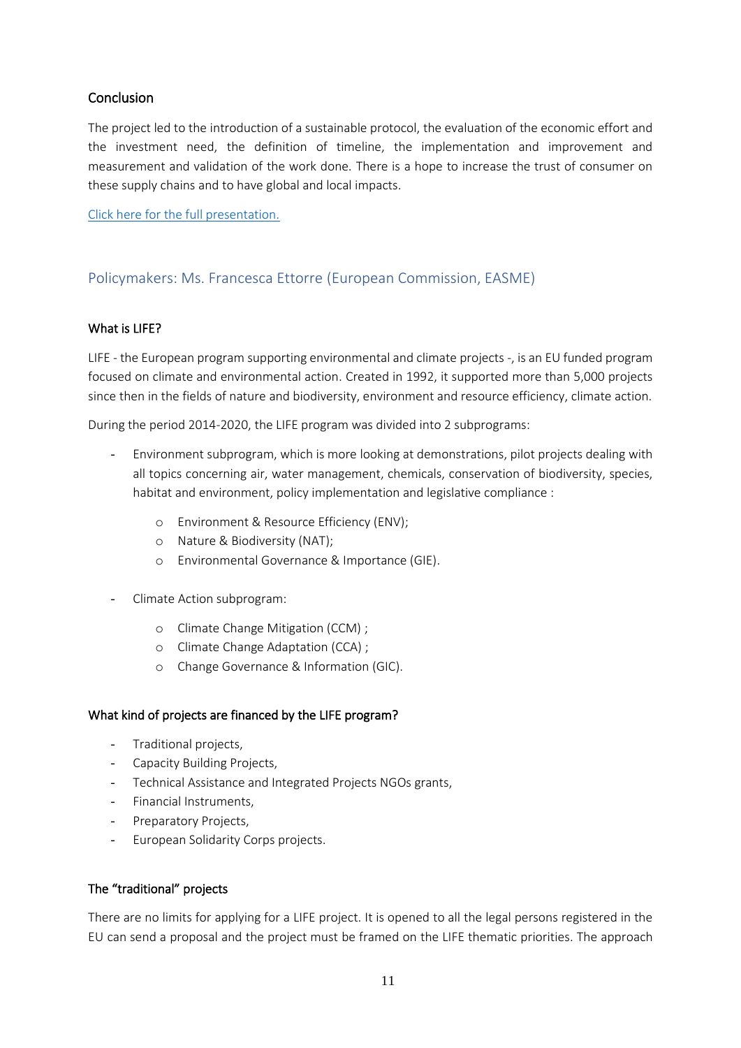### Conclusion

The project led to the introduction of a sustainable protocol, the evaluation of the economic effort and the investment need, the definition of timeline, the implementation and improvement and measurement and validation of the work done. There is a hope to increase the trust of consumer on these supply chains and to have global and local impacts.

[Click here for the full presentation.]

## Policymakers: Ms. Francesca Ettorre (European Commission, EASME)

### What is LIFE?

LIFE - the European program supporting environmental and climate projects -, is an EU funded program focused on climate and environmental action. Created in 1992, it supported more than 5,000 projects since then in the fields of nature and biodiversity, environment and resource efficiency, climate action.

During the period 2014-2020, the LIFE program was divided into 2 subprograms:

- Environment subprogram, which is more looking at demonstrations, pilot projects dealing with all topics concerning air, water management, chemicals, conservation of biodiversity, species, habitat and environment, policy implementation and legislative compliance :
  - Environment & Resource Efficiency (ENV);
  - Nature & Biodiversity (NAT);
  - Environmental Governance & Importance (GIE).
- Climate Action subprogram:
  - Climate Change Mitigation (CCM) ;
  - Climate Change Adaptation (CCA) ;
  - Change Governance & Information (GIC).

### What kind of projects are financed by the LIFE program?

- Traditional projects,
- Capacity Building Projects,
- Technical Assistance and Integrated Projects NGOs grants,
- Financial Instruments,
- Preparatory Projects,
- European Solidarity Corps projects.

### The "traditional" projects

There are no limits for applying for a LIFE project. It is opened to all the legal persons registered in the EU can send a proposal and the project must be framed on the LIFE thematic priorities. The approach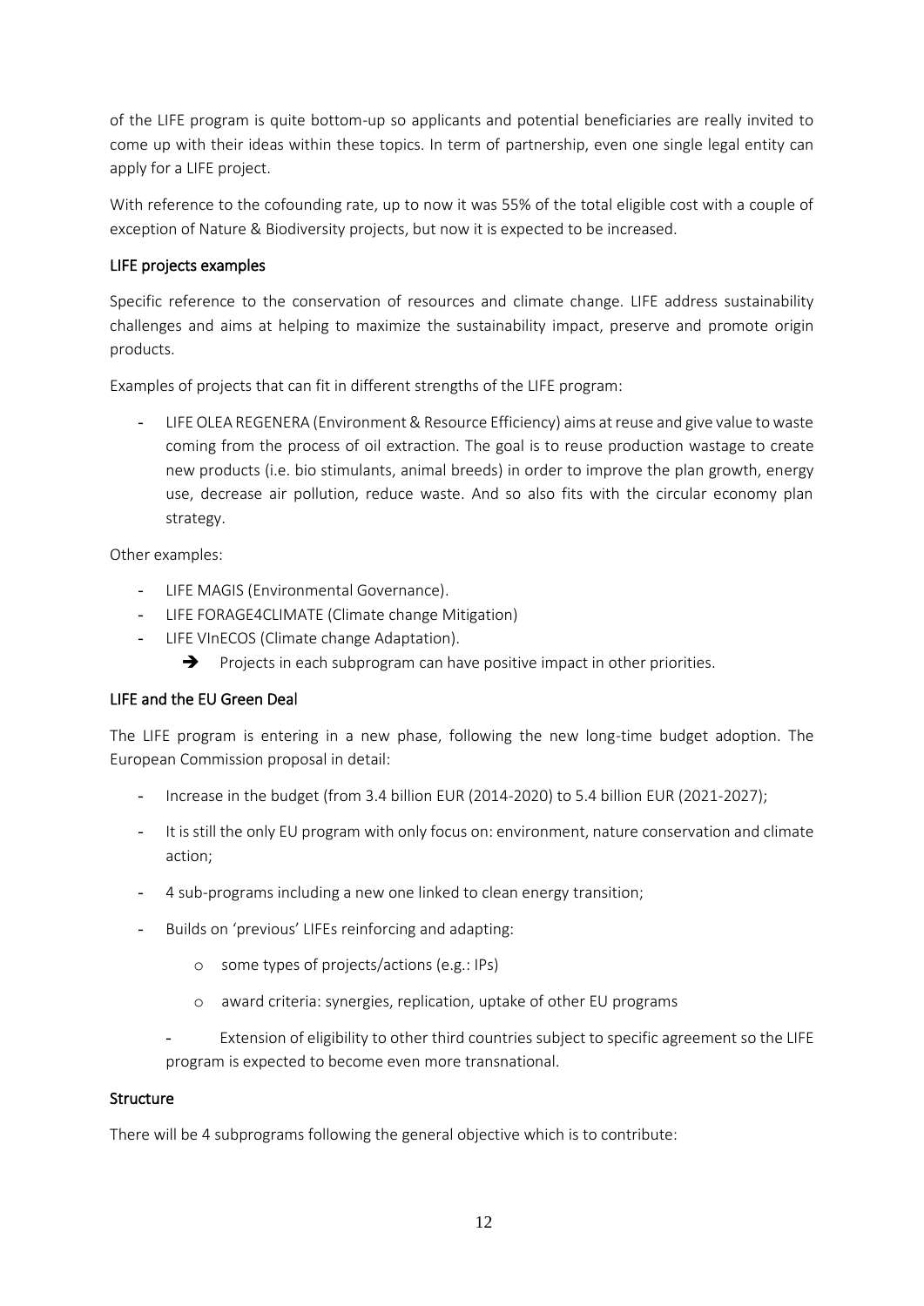of the LIFE program is quite bottom-up so applicants and potential beneficiaries are really invited to come up with their ideas within these topics. In term of partnership, even one single legal entity can apply for a LIFE project.

With reference to the cofounding rate, up to now it was 55% of the total eligible cost with a couple of exception of Nature & Biodiversity projects, but now it is expected to be increased.

### LIFE projects examples

Specific reference to the conservation of resources and climate change. LIFE address sustainability challenges and aims at helping to maximize the sustainability impact, preserve and promote origin products.

Examples of projects that can fit in different strengths of the LIFE program:

- LIFE OLEA REGENERA (Environment & Resource Efficiency) aims at reuse and give value to waste coming from the process of oil extraction. The goal is to reuse production wastage to create new products (i.e. bio stimulants, animal breeds) in order to improve the plan growth, energy use, decrease air pollution, reduce waste. And so also fits with the circular economy plan strategy.

Other examples:

- LIFE MAGIS (Environmental Governance).
- LIFE FORAGE4CLIMATE (Climate change Mitigation)
- LIFE VInECOS (Climate change Adaptation).
  - ➔ Projects in each subprogram can have positive impact in other priorities.

### LIFE and the EU Green Deal

The LIFE program is entering in a new phase, following the new long-time budget adoption. The European Commission proposal in detail:

- Increase in the budget (from 3.4 billion EUR (2014-2020) to 5.4 billion EUR (2021-2027);
- It is still the only EU program with only focus on: environment, nature conservation and climate action;
- 4 sub-programs including a new one linked to clean energy transition;
- Builds on 'previous' LIFEs reinforcing and adapting:
  - some types of projects/actions (e.g.: IPs)
  - award criteria: synergies, replication, uptake of other EU programs
- Extension of eligibility to other third countries subject to specific agreement so the LIFE program is expected to become even more transnational.

### Structure

There will be 4 subprograms following the general objective which is to contribute: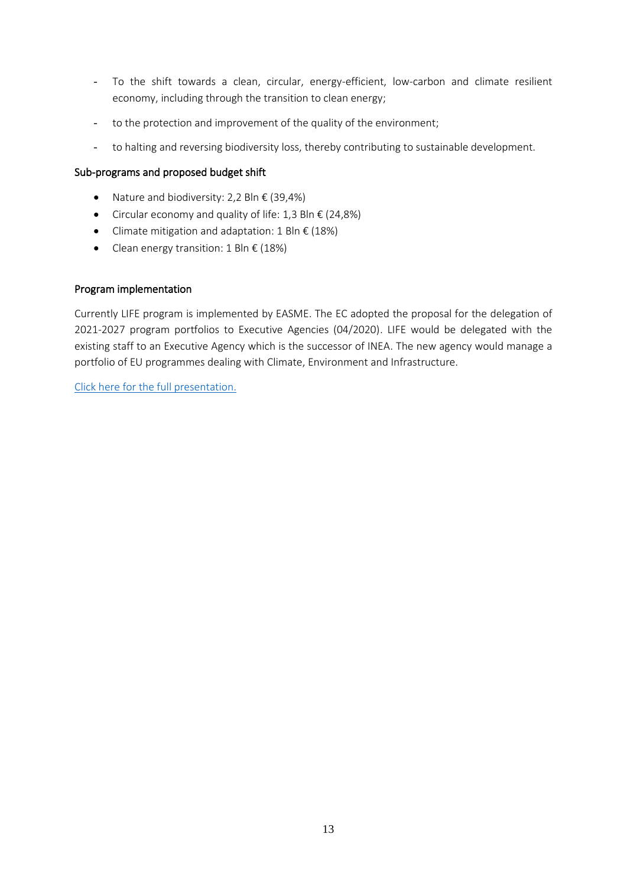- To the shift towards a clean, circular, energy-efficient, low-carbon and climate resilient economy, including through the transition to clean energy;
- to the protection and improvement of the quality of the environment;
- to halting and reversing biodiversity loss, thereby contributing to sustainable development.

### Sub-programs and proposed budget shift

- Nature and biodiversity: 2,2 Bln € (39,4%)
- Circular economy and quality of life: 1,3 Bln € (24,8%)
- Climate mitigation and adaptation: 1 Bln € (18%)
- Clean energy transition: 1 Bln € (18%)

### Program implementation

Currently LIFE program is implemented by EASME. The EC adopted the proposal for the delegation of 2021-2027 program portfolios to Executive Agencies (04/2020). LIFE would be delegated with the existing staff to an Executive Agency which is the successor of INEA. The new agency would manage a portfolio of EU programmes dealing with Climate, Environment and Infrastructure.

Click here for the full presentation.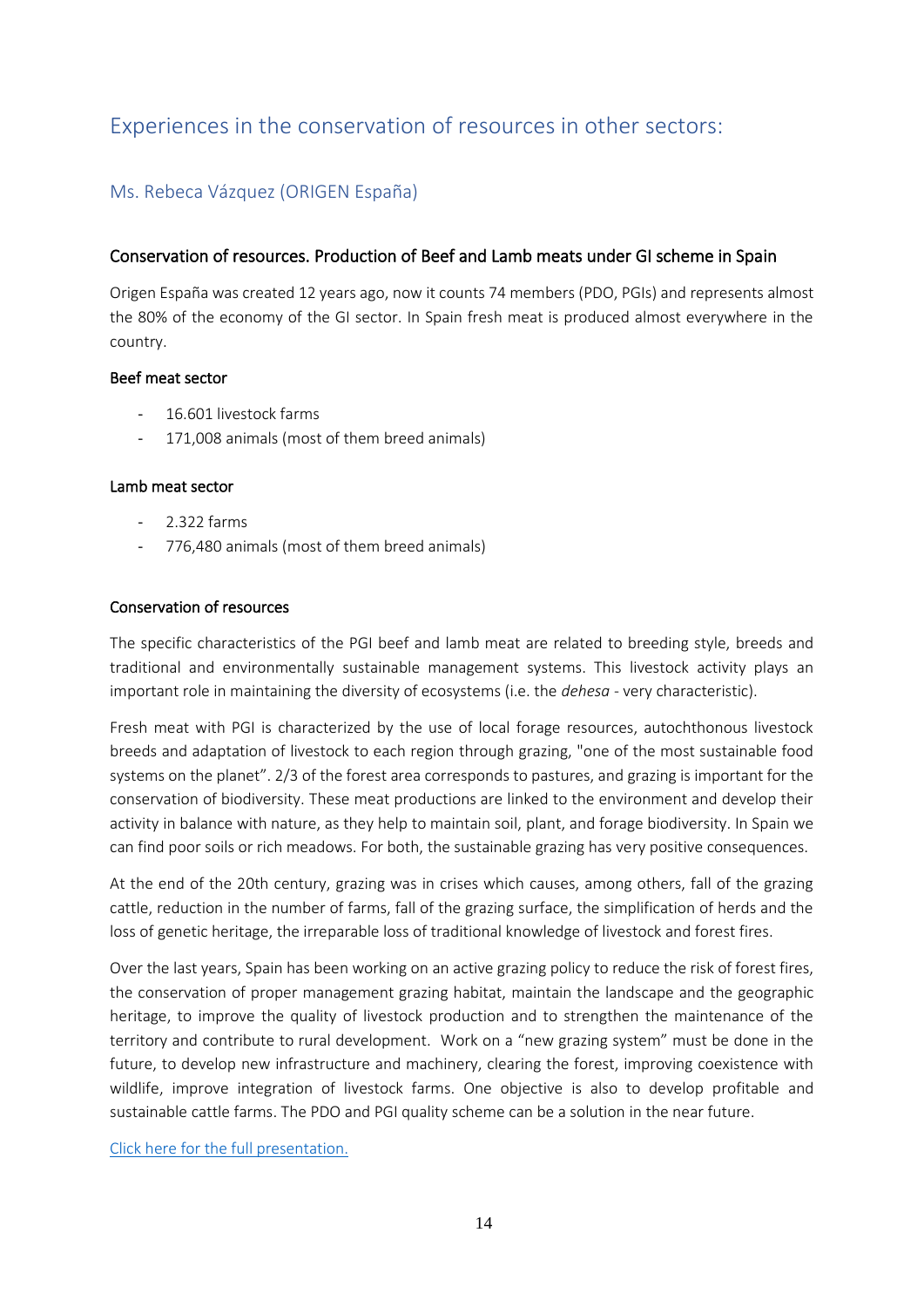## Experiences in the conservation of resources in other sectors:

### Ms. Rebeca Vázquez (ORIGEN España)

#### Conservation of resources. Production of Beef and Lamb meats under GI scheme in Spain

Origen España was created 12 years ago, now it counts 74 members (PDO, PGIs) and represents almost the 80% of the economy of the GI sector. In Spain fresh meat is produced almost everywhere in the country.

**Beef meat sector**

- 16.601 livestock farms
- 171,008 animals (most of them breed animals)

**Lamb meat sector**

- 2.322 farms
- 776,480 animals (most of them breed animals)

**Conservation of resources**

The specific characteristics of the PGI beef and lamb meat are related to breeding style, breeds and traditional and environmentally sustainable management systems. This livestock activity plays an important role in maintaining the diversity of ecosystems (i.e. the *dehesa* - very characteristic).

Fresh meat with PGI is characterized by the use of local forage resources, autochthonous livestock breeds and adaptation of livestock to each region through grazing, "one of the most sustainable food systems on the planet". 2/3 of the forest area corresponds to pastures, and grazing is important for the conservation of biodiversity. These meat productions are linked to the environment and develop their activity in balance with nature, as they help to maintain soil, plant, and forage biodiversity. In Spain we can find poor soils or rich meadows. For both, the sustainable grazing has very positive consequences.

At the end of the 20th century, grazing was in crises which causes, among others, fall of the grazing cattle, reduction in the number of farms, fall of the grazing surface, the simplification of herds and the loss of genetic heritage, the irreparable loss of traditional knowledge of livestock and forest fires.

Over the last years, Spain has been working on an active grazing policy to reduce the risk of forest fires, the conservation of proper management grazing habitat, maintain the landscape and the geographic heritage, to improve the quality of livestock production and to strengthen the maintenance of the territory and contribute to rural development. Work on a "new grazing system" must be done in the future, to develop new infrastructure and machinery, clearing the forest, improving coexistence with wildlife, improve integration of livestock farms. One objective is also to develop profitable and sustainable cattle farms. The PDO and PGI quality scheme can be a solution in the near future.

Click here for the full presentation.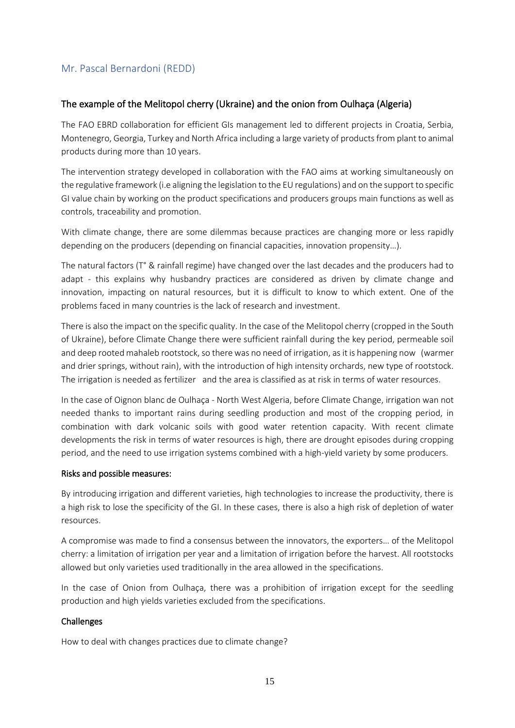## Mr. Pascal Bernardoni (REDD)

### The example of the Melitopol cherry (Ukraine) and the onion from Oulhaça (Algeria)

The FAO EBRD collaboration for efficient GIs management led to different projects in Croatia, Serbia, Montenegro, Georgia, Turkey and North Africa including a large variety of products from plant to animal products during more than 10 years.

The intervention strategy developed in collaboration with the FAO aims at working simultaneously on the regulative framework (i.e aligning the legislation to the EU regulations) and on the support to specific GI value chain by working on the product specifications and producers groups main functions as well as controls, traceability and promotion.

With climate change, there are some dilemmas because practices are changing more or less rapidly depending on the producers (depending on financial capacities, innovation propensity…).

The natural factors (T° & rainfall regime) have changed over the last decades and the producers had to adapt - this explains why husbandry practices are considered as driven by climate change and innovation, impacting on natural resources, but it is difficult to know to which extent. One of the problems faced in many countries is the lack of research and investment.

There is also the impact on the specific quality. In the case of the Melitopol cherry (cropped in the South of Ukraine), before Climate Change there were sufficient rainfall during the key period, permeable soil and deep rooted mahaleb rootstock, so there was no need of irrigation, as it is happening now (warmer and drier springs, without rain), with the introduction of high intensity orchards, new type of rootstock. The irrigation is needed as fertilizer and the area is classified as at risk in terms of water resources.

In the case of Oignon blanc de Oulhaça - North West Algeria, before Climate Change, irrigation wan not needed thanks to important rains during seedling production and most of the cropping period, in combination with dark volcanic soils with good water retention capacity. With recent climate developments the risk in terms of water resources is high, there are drought episodes during cropping period, and the need to use irrigation systems combined with a high-yield variety by some producers.

#### Risks and possible measures:

By introducing irrigation and different varieties, high technologies to increase the productivity, there is a high risk to lose the specificity of the GI. In these cases, there is also a high risk of depletion of water resources.

A compromise was made to find a consensus between the innovators, the exporters… of the Melitopol cherry: a limitation of irrigation per year and a limitation of irrigation before the harvest. All rootstocks allowed but only varieties used traditionally in the area allowed in the specifications.

In the case of Onion from Oulhaça, there was a prohibition of irrigation except for the seedling production and high yields varieties excluded from the specifications.

#### Challenges

How to deal with changes practices due to climate change?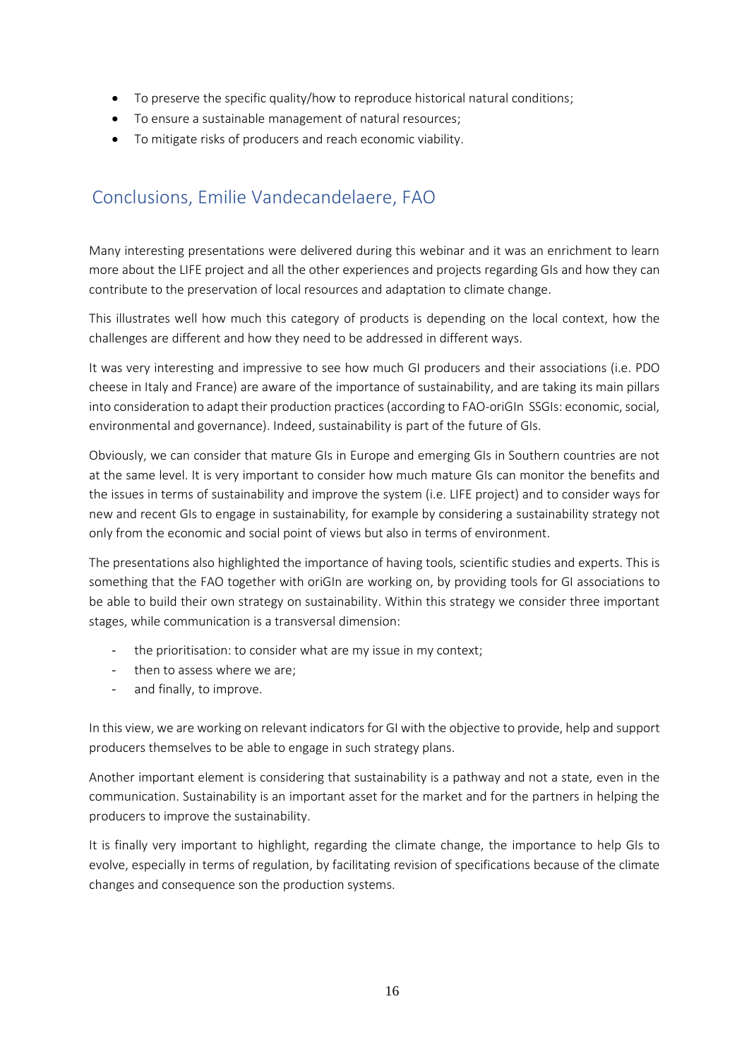- To preserve the specific quality/how to reproduce historical natural conditions;
- To ensure a sustainable management of natural resources;
- To mitigate risks of producers and reach economic viability.

## Conclusions, Emilie Vandecandelaere, FAO

Many interesting presentations were delivered during this webinar and it was an enrichment to learn more about the LIFE project and all the other experiences and projects regarding GIs and how they can contribute to the preservation of local resources and adaptation to climate change.

This illustrates well how much this category of products is depending on the local context, how the challenges are different and how they need to be addressed in different ways.

It was very interesting and impressive to see how much GI producers and their associations (i.e. PDO cheese in Italy and France) are aware of the importance of sustainability, and are taking its main pillars into consideration to adapt their production practices (according to FAO-oriGIn SSGIs: economic, social, environmental and governance). Indeed, sustainability is part of the future of GIs.

Obviously, we can consider that mature GIs in Europe and emerging GIs in Southern countries are not at the same level. It is very important to consider how much mature GIs can monitor the benefits and the issues in terms of sustainability and improve the system (i.e. LIFE project) and to consider ways for new and recent GIs to engage in sustainability, for example by considering a sustainability strategy not only from the economic and social point of views but also in terms of environment.

The presentations also highlighted the importance of having tools, scientific studies and experts. This is something that the FAO together with oriGIn are working on, by providing tools for GI associations to be able to build their own strategy on sustainability. Within this strategy we consider three important stages, while communication is a transversal dimension:

- the prioritisation: to consider what are my issue in my context;
- then to assess where we are;
- and finally, to improve.

In this view, we are working on relevant indicators for GI with the objective to provide, help and support producers themselves to be able to engage in such strategy plans.

Another important element is considering that sustainability is a pathway and not a state, even in the communication. Sustainability is an important asset for the market and for the partners in helping the producers to improve the sustainability.

It is finally very important to highlight, regarding the climate change, the importance to help GIs to evolve, especially in terms of regulation, by facilitating revision of specifications because of the climate changes and consequence son the production systems.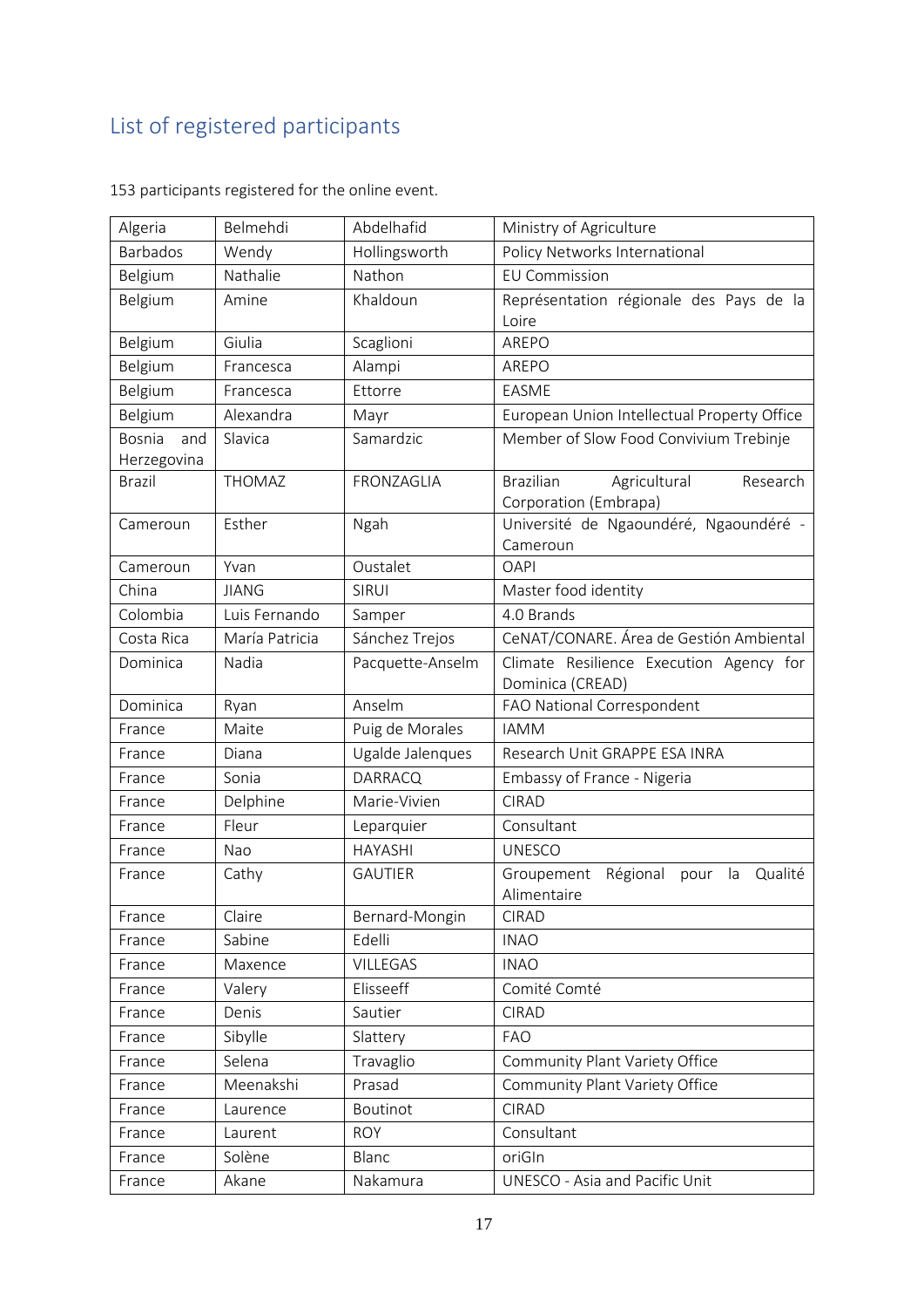## List of registered participants

153 participants registered for the online event.

| | | | |
|---|---|---|---|
| Algeria | Belmehdi | Abdelhafid | Ministry of Agriculture |
| Barbados | Wendy | Hollingsworth | Policy Networks International |
| Belgium | Nathalie | Nathon | EU Commission |
| Belgium | Amine | Khaldoun | Représentation régionale des Pays de la Loire |
| Belgium | Giulia | Scaglioni | AREPO |
| Belgium | Francesca | Alampi | AREPO |
| Belgium | Francesca | Ettorre | EASME |
| Belgium | Alexandra | Mayr | European Union Intellectual Property Office |
| Bosnia and Herzegovina | Slavica | Samardzic | Member of Slow Food Convivium Trebinje |
| Brazil | THOMAZ | FRONZAGLIA | Brazilian Agricultural Research Corporation (Embrapa) |
| Cameroun | Esther | Ngah | Université de Ngaoundéré, Ngaoundéré - Cameroun |
| Cameroun | Yvan | Oustalet | OAPI |
| China | JIANG | SIRUI | Master food identity |
| Colombia | Luis Fernando | Samper | 4.0 Brands |
| Costa Rica | María Patricia | Sánchez Trejos | CeNAT/CONARE. Área de Gestión Ambiental |
| Dominica | Nadia | Pacquette-Anselm | Climate Resilience Execution Agency for Dominica (CREAD) |
| Dominica | Ryan | Anselm | FAO National Correspondent |
| France | Maite | Puig de Morales | IAMM |
| France | Diana | Ugalde Jalenques | Research Unit GRAPPE ESA INRA |
| France | Sonia | DARRACQ | Embassy of France - Nigeria |
| France | Delphine | Marie-Vivien | CIRAD |
| France | Fleur | Leparquier | Consultant |
| France | Nao | HAYASHI | UNESCO |
| France | Cathy | GAUTIER | Groupement Régional pour la Qualité Alimentaire |
| France | Claire | Bernard-Mongin | CIRAD |
| France | Sabine | Edelli | INAO |
| France | Maxence | VILLEGAS | INAO |
| France | Valery | Elisseeff | Comité Comté |
| France | Denis | Sautier | CIRAD |
| France | Sibylle | Slattery | FAO |
| France | Selena | Travaglio | Community Plant Variety Office |
| France | Meenakshi | Prasad | Community Plant Variety Office |
| France | Laurence | Boutinot | CIRAD |
| France | Laurent | ROY | Consultant |
| France | Solène | Blanc | oriGIn |
| France | Akane | Nakamura | UNESCO - Asia and Pacific Unit |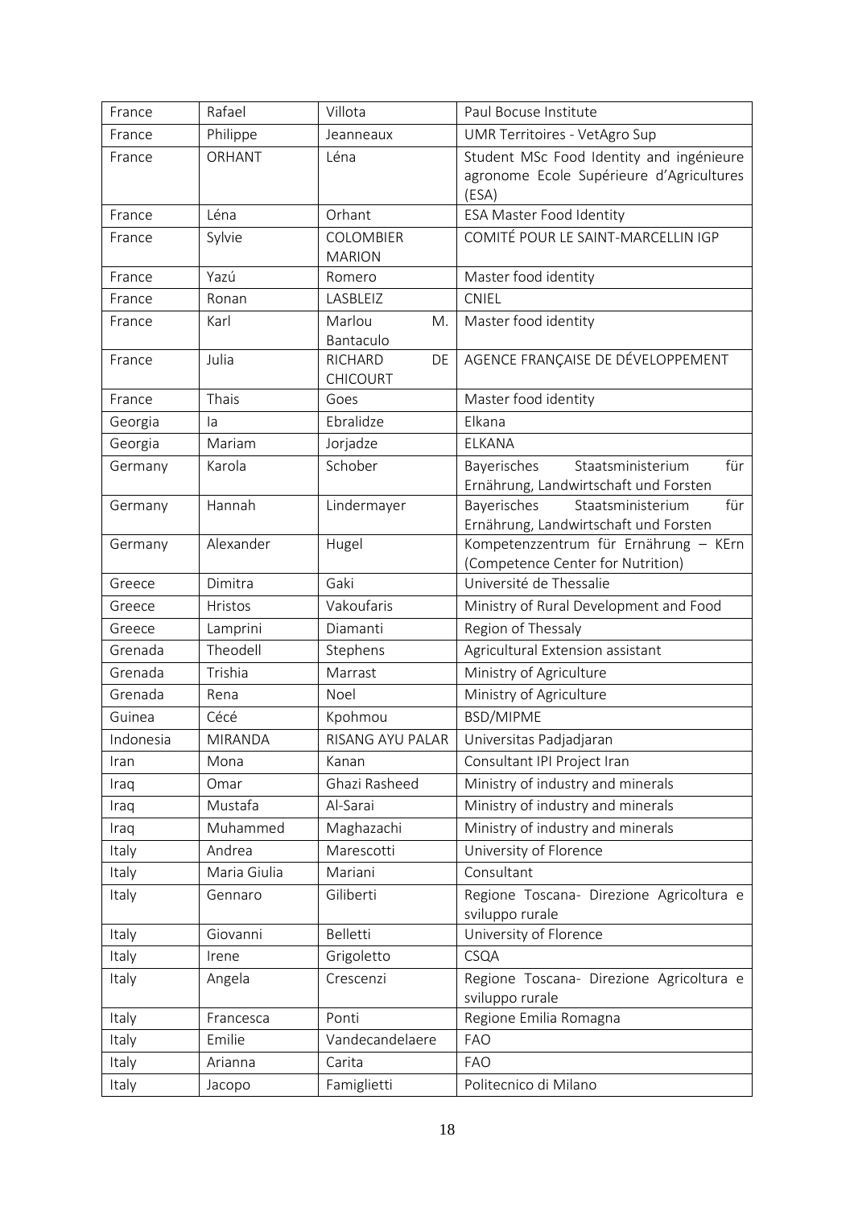| France | Rafael | Villota | Paul Bocuse Institute |
|---|---|---|---|
| France | Philippe | Jeanneaux | UMR Territoires - VetAgro Sup |
| France | ORHANT | Léna | Student MSc Food Identity and ingénieure agronome Ecole Supérieure d'Agricultures (ESA) |
| France | Léna | Orhant | ESA Master Food Identity |
| France | Sylvie | COLOMBIER MARION | COMITÉ POUR LE SAINT-MARCELLIN IGP |
| France | Yazú | Romero | Master food identity |
| France | Ronan | LASBLEIZ | CNIEL |
| France | Karl | Marlou M. Bantaculo | Master food identity |
| France | Julia | RICHARD DE CHICOURT | AGENCE FRANÇAISE DE DÉVELOPPEMENT |
| France | Thais | Goes | Master food identity |
| Georgia | Ia | Ebralidze | Elkana |
| Georgia | Mariam | Jorjadze | ELKANA |
| Germany | Karola | Schober | Bayerisches Staatsministerium für Ernährung, Landwirtschaft und Forsten |
| Germany | Hannah | Lindermayer | Bayerisches Staatsministerium für Ernährung, Landwirtschaft und Forsten |
| Germany | Alexander | Hugel | Kompetenzzentrum für Ernährung – KErn (Competence Center for Nutrition) |
| Greece | Dimitra | Gaki | Université de Thessalie |
| Greece | Hristos | Vakoufaris | Ministry of Rural Development and Food |
| Greece | Lamprini | Diamanti | Region of Thessaly |
| Grenada | Theodell | Stephens | Agricultural Extension assistant |
| Grenada | Trishia | Marrast | Ministry of Agriculture |
| Grenada | Rena | Noel | Ministry of Agriculture |
| Guinea | Cécé | Kpohmou | BSD/MIPME |
| Indonesia | MIRANDA | RISANG AYU PALAR | Universitas Padjadjaran |
| Iran | Mona | Kanan | Consultant IPI Project Iran |
| Iraq | Omar | Ghazi Rasheed | Ministry of industry and minerals |
| Iraq | Mustafa | Al-Sarai | Ministry of industry and minerals |
| Iraq | Muhammed | Maghazachi | Ministry of industry and minerals |
| Italy | Andrea | Marescotti | University of Florence |
| Italy | Maria Giulia | Mariani | Consultant |
| Italy | Gennaro | Giliberti | Regione Toscana- Direzione Agricoltura e sviluppo rurale |
| Italy | Giovanni | Belletti | University of Florence |
| Italy | Irene | Grigoletto | CSQA |
| Italy | Angela | Crescenzi | Regione Toscana- Direzione Agricoltura e sviluppo rurale |
| Italy | Francesca | Ponti | Regione Emilia Romagna |
| Italy | Emilie | Vandecandelaere | FAO |
| Italy | Arianna | Carita | FAO |
| Italy | Jacopo | Famiglietti | Politecnico di Milano |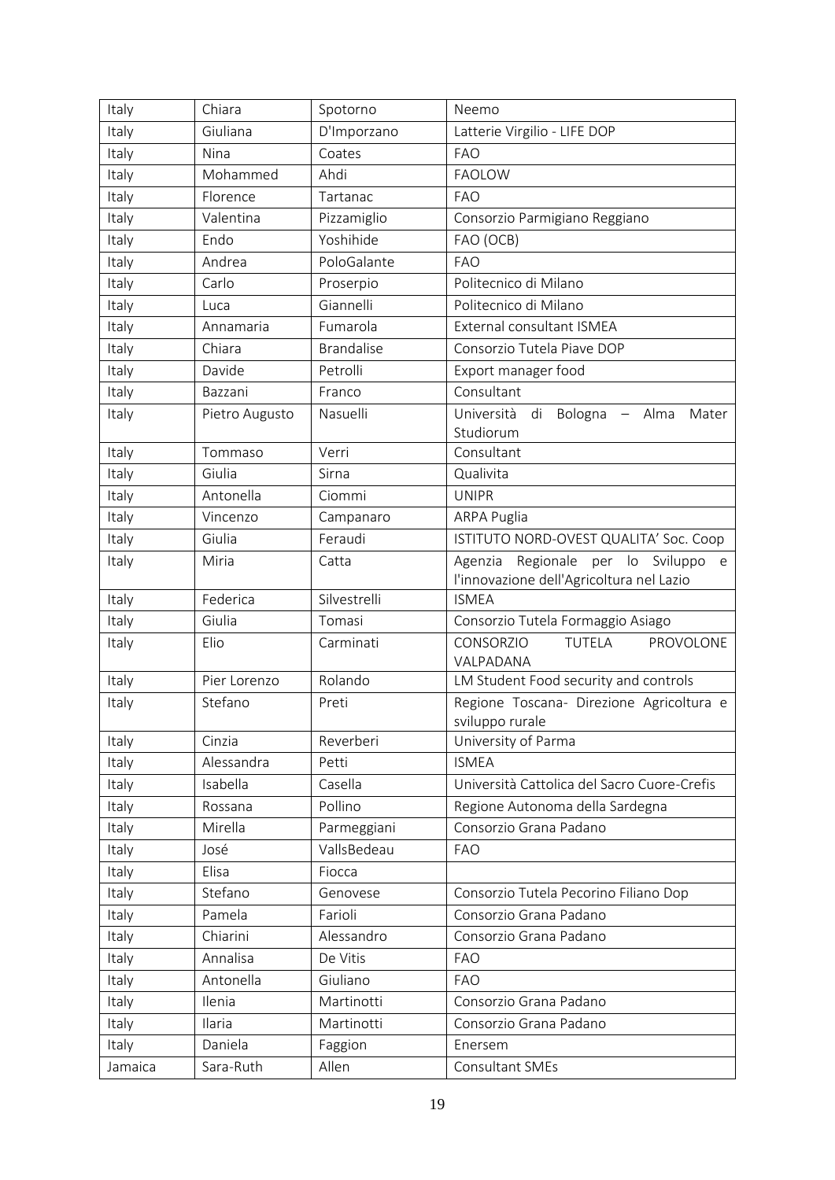| Italy | Chiara | Spotorno | Neemo |
|---|---|---|---|
| Italy | Giuliana | D'Imporzano | Latterie Virgilio - LIFE DOP |
| Italy | Nina | Coates | FAO |
| Italy | Mohammed | Ahdi | FAOLOW |
| Italy | Florence | Tartanac | FAO |
| Italy | Valentina | Pizzamiglio | Consorzio Parmigiano Reggiano |
| Italy | Endo | Yoshihide | FAO (OCB) |
| Italy | Andrea | PoloGalante | FAO |
| Italy | Carlo | Proserpio | Politecnico di Milano |
| Italy | Luca | Giannelli | Politecnico di Milano |
| Italy | Annamaria | Fumarola | External consultant ISMEA |
| Italy | Chiara | Brandalise | Consorzio Tutela Piave DOP |
| Italy | Davide | Petrolli | Export manager food |
| Italy | Bazzani | Franco | Consultant |
| Italy | Pietro Augusto | Nasuelli | Università di Bologna – Alma Mater Studiorum |
| Italy | Tommaso | Verri | Consultant |
| Italy | Giulia | Sirna | Qualivita |
| Italy | Antonella | Ciommi | UNIPR |
| Italy | Vincenzo | Campanaro | ARPA Puglia |
| Italy | Giulia | Feraudi | ISTITUTO NORD-OVEST QUALITA' Soc. Coop |
| Italy | Miria | Catta | Agenzia Regionale per lo Sviluppo e l'innovazione dell'Agricoltura nel Lazio |
| Italy | Federica | Silvestrelli | ISMEA |
| Italy | Giulia | Tomasi | Consorzio Tutela Formaggio Asiago |
| Italy | Elio | Carminati | CONSORZIO TUTELA PROVOLONE VALPADANA |
| Italy | Pier Lorenzo | Rolando | LM Student Food security and controls |
| Italy | Stefano | Preti | Regione Toscana- Direzione Agricoltura e sviluppo rurale |
| Italy | Cinzia | Reverberi | University of Parma |
| Italy | Alessandra | Petti | ISMEA |
| Italy | Isabella | Casella | Università Cattolica del Sacro Cuore-Crefis |
| Italy | Rossana | Pollino | Regione Autonoma della Sardegna |
| Italy | Mirella | Parmeggiani | Consorzio Grana Padano |
| Italy | José | VallsBedeau | FAO |
| Italy | Elisa | Fiocca | |
| Italy | Stefano | Genovese | Consorzio Tutela Pecorino Filiano Dop |
| Italy | Pamela | Farioli | Consorzio Grana Padano |
| Italy | Chiarini | Alessandro | Consorzio Grana Padano |
| Italy | Annalisa | De Vitis | FAO |
| Italy | Antonella | Giuliano | FAO |
| Italy | Ilenia | Martinotti | Consorzio Grana Padano |
| Italy | Ilaria | Martinotti | Consorzio Grana Padano |
| Italy | Daniela | Faggion | Enersem |
| Jamaica | Sara-Ruth | Allen | Consultant SMEs |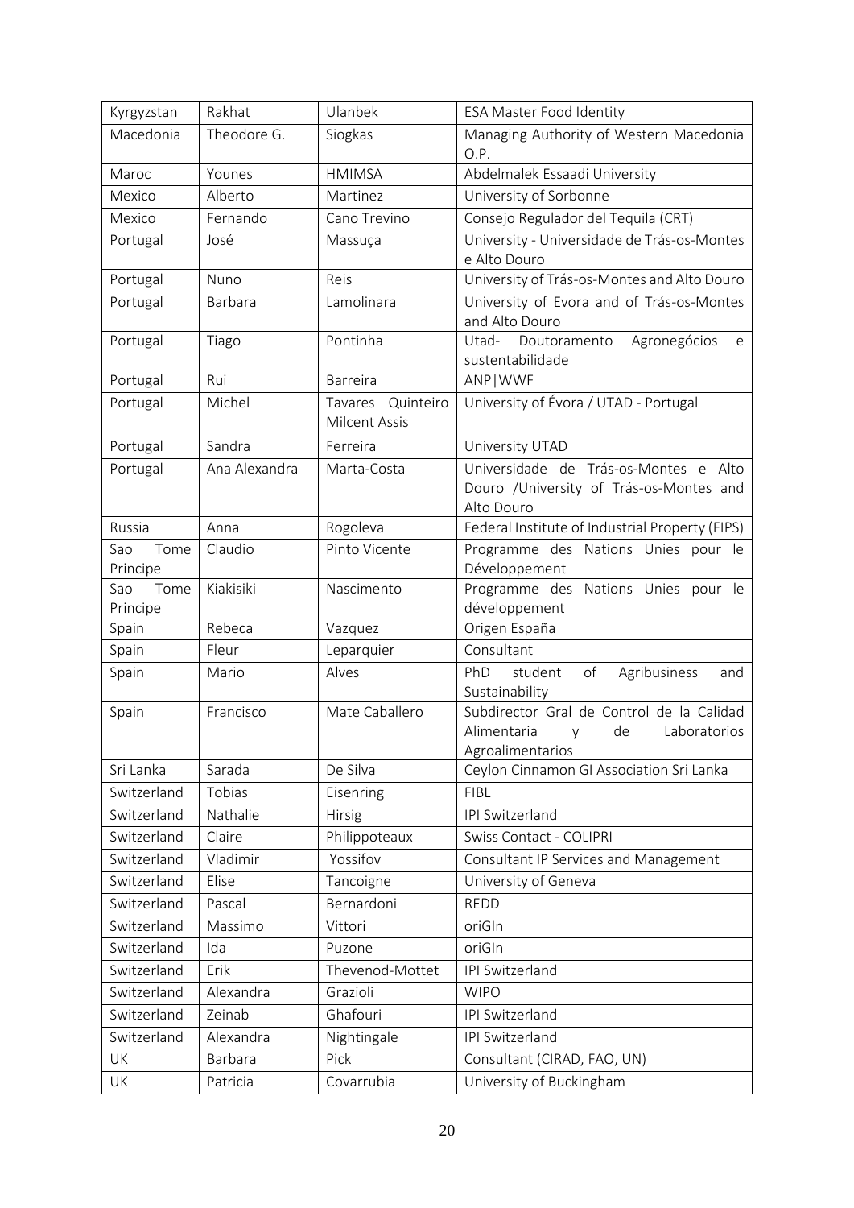| Kyrgyzstan | Rakhat | Ulanbek | ESA Master Food Identity |
|---|---|---|---|
| Macedonia | Theodore G. | Siogkas | Managing Authority of Western Macedonia O.P. |
| Maroc | Younes | HMIMSA | Abdelmalek Essaadi University |
| Mexico | Alberto | Martinez | University of Sorbonne |
| Mexico | Fernando | Cano Trevino | Consejo Regulador del Tequila (CRT) |
| Portugal | José | Massuça | University - Universidade de Trás-os-Montes e Alto Douro |
| Portugal | Nuno | Reis | University of Trás-os-Montes and Alto Douro |
| Portugal | Barbara | Lamolinara | University of Evora and of Trás-os-Montes and Alto Douro |
| Portugal | Tiago | Pontinha | Utad- Doutoramento Agronegócios e sustentabilidade |
| Portugal | Rui | Barreira | ANP\|WWF |
| Portugal | Michel | Tavares Quinteiro Milcent Assis | University of Évora / UTAD - Portugal |
| Portugal | Sandra | Ferreira | University UTAD |
| Portugal | Ana Alexandra | Marta-Costa | Universidade de Trás-os-Montes e Alto Douro /University of Trás-os-Montes and Alto Douro |
| Russia | Anna | Rogoleva | Federal Institute of Industrial Property (FIPS) |
| Sao Tome Principe | Claudio | Pinto Vicente | Programme des Nations Unies pour le Développement |
| Sao Tome Principe | Kiakisiki | Nascimento | Programme des Nations Unies pour le développement |
| Spain | Rebeca | Vazquez | Origen España |
| Spain | Fleur | Leparquier | Consultant |
| Spain | Mario | Alves | PhD student of Agribusiness and Sustainability |
| Spain | Francisco | Mate Caballero | Subdirector Gral de Control de la Calidad Alimentaria y de Laboratorios Agroalimentarios |
| Sri Lanka | Sarada | De Silva | Ceylon Cinnamon GI Association Sri Lanka |
| Switzerland | Tobias | Eisenring | FIBL |
| Switzerland | Nathalie | Hirsig | IPI Switzerland |
| Switzerland | Claire | Philippoteaux | Swiss Contact - COLIPRI |
| Switzerland | Vladimir | Yossifov | Consultant IP Services and Management |
| Switzerland | Elise | Tancoigne | University of Geneva |
| Switzerland | Pascal | Bernardoni | REDD |
| Switzerland | Massimo | Vittori | oriGIn |
| Switzerland | Ida | Puzone | oriGIn |
| Switzerland | Erik | Thevenod-Mottet | IPI Switzerland |
| Switzerland | Alexandra | Grazioli | WIPO |
| Switzerland | Zeinab | Ghafouri | IPI Switzerland |
| Switzerland | Alexandra | Nightingale | IPI Switzerland |
| UK | Barbara | Pick | Consultant (CIRAD, FAO, UN) |
| UK | Patricia | Covarrubia | University of Buckingham |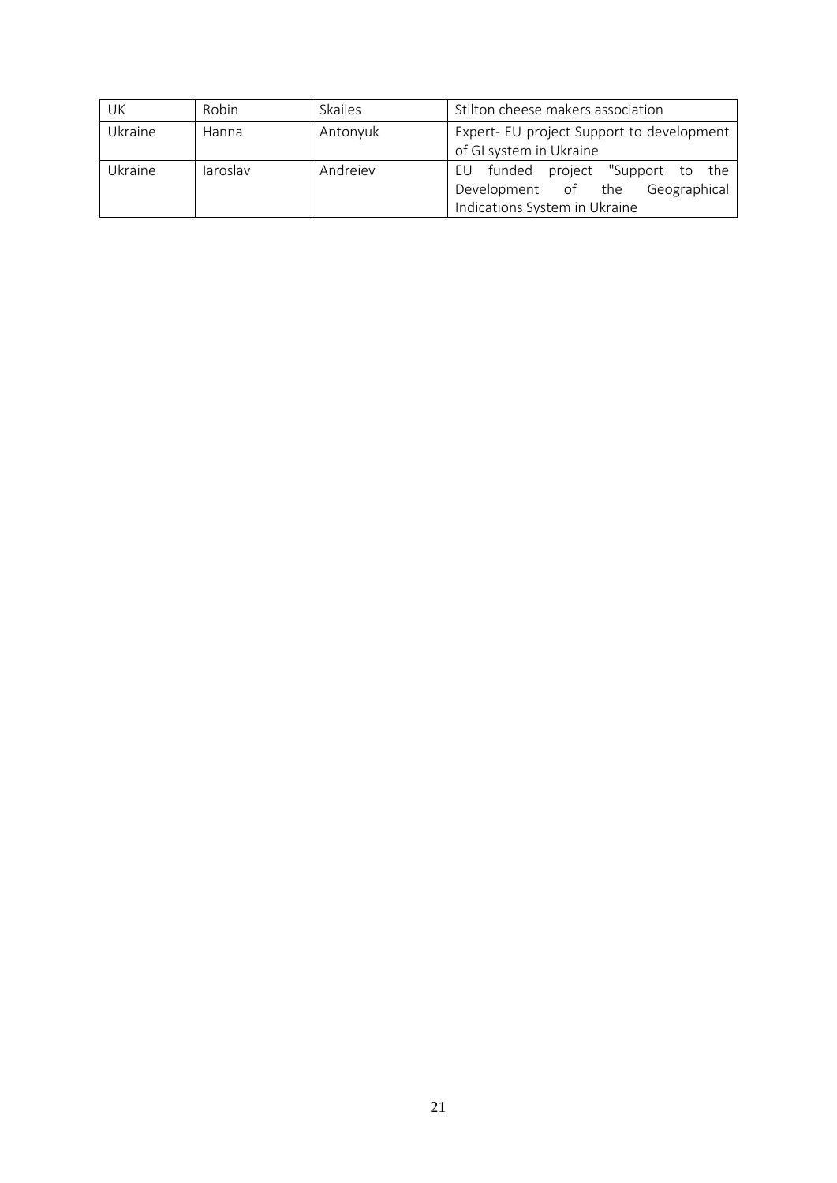| | | | |
|---|---|---|---|
| UK | Robin | Skailes | Stilton cheese makers association |
| Ukraine | Hanna | Antonyuk | Expert- EU project Support to development of GI system in Ukraine |
| Ukraine | Iaroslav | Andreiev | EU funded project "Support to the Development of the Geographical Indications System in Ukraine |